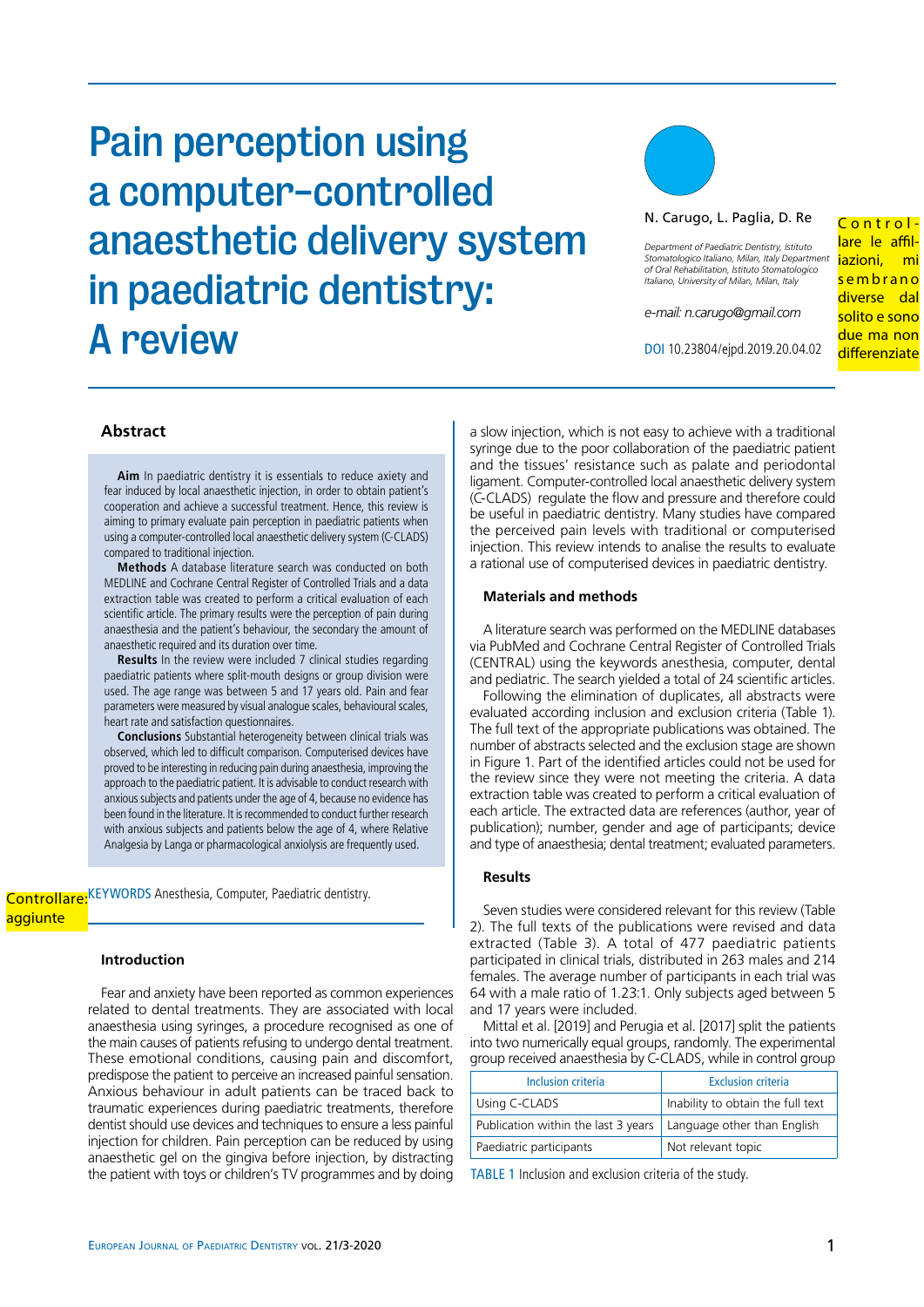# Pain perception using a computer-controlled anaesthetic delivery system in paediatric dentistry: A review

N. Carugo, L. Paglia, D. Re

*Department of Paediatric Dentistry, Istituto Stomatologico Italiano, Milan, Italy Department of Oral Rehabilitation, Istituto Stomatologico Italiano, University of Milan, Milan, Italy*

*e-mail: n.carugo@gmail.com*

DOI 10.23804/ejpd.2019.20.04.02

Controllare le affiliazioni, mi sembrano diverse dal solito e sono due ma non differenziate

## Abstract

**Aim** In paediatric dentistry it is essentials to reduce axiety and fear induced by local anaesthetic injection, in order to obtain patient's cooperation and achieve a successful treatment. Hence, this review is aiming to primary evaluate pain perception in paediatric patients when using a computer-controlled local anaesthetic delivery system (C-CLADS) compared to traditional injection.

**Methods** A database literature search was conducted on both MEDLINE and Cochrane Central Register of Controlled Trials and a data extraction table was created to perform a critical evaluation of each scientific article. The primary results were the perception of pain during anaesthesia and the patient's behaviour, the secondary the amount of anaesthetic required and its duration over time.

**Results** In the review were included 7 clinical studies regarding paediatric patients where split-mouth designs or group division were used. The age range was between 5 and 17 years old. Pain and fear parameters were measured by visual analogue scales, behavioural scales, heart rate and satisfaction questionnaires.

**Conclusions** Substantial heterogeneity between clinical trials was observed, which led to difficult comparison. Computerised devices have proved to be interesting in reducing pain during anaesthesia, improving the approach to the paediatric patient. It is advisable to conduct research with anxious subjects and patients under the age of 4, because no evidence has been found in the literature. It is recommended to conduct further research with anxious subjects and patients below the age of 4, where Relative Analgesia by Langa or pharmacological anxiolysis are frequently used.

Controllare: aggiunte

KEYWORDS Anesthesia, Computer, Paediatric dentistry.

## Introduction

Fear and anxiety have been reported as common experiences related to dental treatments. They are associated with local anaesthesia using syringes, a procedure recognised as one of the main causes of patients refusing to undergo dental treatment. These emotional conditions, causing pain and discomfort, predispose the patient to perceive an increased painful sensation. Anxious behaviour in adult patients can be traced back to traumatic experiences during paediatric treatments, therefore dentist should use devices and techniques to ensure a less painful injection for children. Pain perception can be reduced by using anaesthetic gel on the gingiva before injection, by distracting the patient with toys or children's TV programmes and by doing a slow injection, which is not easy to achieve with a traditional syringe due to the poor collaboration of the paediatric patient and the tissues' resistance such as palate and periodontal ligament. Computer-controlled local anaesthetic delivery system (C-CLADS) regulate the flow and pressure and therefore could be useful in paediatric dentistry. Many studies have compared the perceived pain levels with traditional or computerised injection. This review intends to analise the results to evaluate a rational use of computerised devices in paediatric dentistry.

## Materials and methods

A literature search was performed on the MEDLINE databases via PubMed and Cochrane Central Register of Controlled Trials (CENTRAL) using the keywords anesthesia, computer, dental and pediatric. The search yielded a total of 24 scientific articles.

Following the elimination of duplicates, all abstracts were evaluated according inclusion and exclusion criteria (Table 1). The full text of the appropriate publications was obtained. The number of abstracts selected and the exclusion stage are shown in Figure 1. Part of the identified articles could not be used for the review since they were not meeting the criteria. A data extraction table was created to perform a critical evaluation of each article. The extracted data are references (author, year of publication); number, gender and age of participants; device and type of anaesthesia; dental treatment; evaluated parameters.

## Results

Seven studies were considered relevant for this review (Table 2). The full texts of the publications were revised and data extracted (Table 3). A total of 477 paediatric patients participated in clinical trials, distributed in 263 males and 214 females. The average number of participants in each trial was 64 with a male ratio of 1.23:1. Only subjects aged between 5 and 17 years were included.

Mittal et al. [2019] and Perugia et al. [2017] split the patients into two numerically equal groups, randomly. The experimental group received anaesthesia by C-CLADS, while in control group

| Inclusion criteria | Exclusion criteria |
|---|---|
| Using C-CLADS | Inability to obtain the full text |
| Publication within the last 3 years | Language other than English |
| Paediatric participants | Not relevant topic |

TABLE 1 Inclusion and exclusion criteria of the study.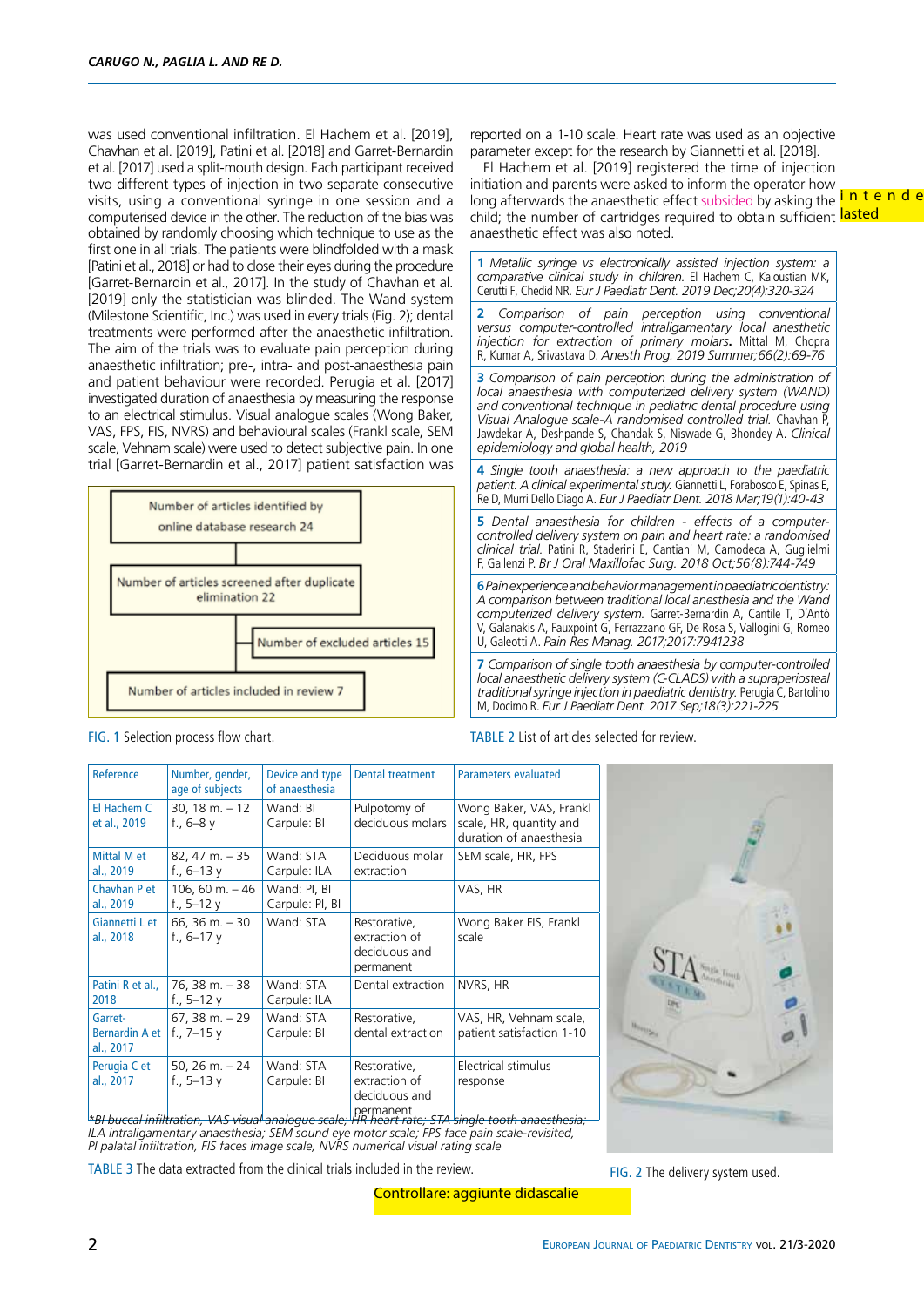was used conventional infiltration. El Hachem et al. [2019], Chavhan et al. [2019], Patini et al. [2018] and Garret-Bernardin et al. [2017] used a split-mouth design. Each participant received two different types of injection in two separate consecutive visits, using a conventional syringe in one session and a computerised device in the other. The reduction of the bias was obtained by randomly choosing which technique to use as the first one in all trials. The patients were blindfolded with a mask [Patini et al., 2018] or had to close their eyes during the procedure [Garret-Bernardin et al., 2017]. In the study of Chavhan et al. [2019] only the statistician was blinded. The Wand system (Milestone Scientific, Inc.) was used in every trials (Fig. 2); dental treatments were performed after the anaesthetic infiltration. The aim of the trials was to evaluate pain perception during anaesthetic infiltration; pre-, intra- and post-anaesthesia pain and patient behaviour were recorded. Perugia et al. [2017] investigated duration of anaesthesia by measuring the response to an electrical stimulus. Visual analogue scales (Wong Baker, VAS, FPS, FIS, NVRS) and behavioural scales (Frankl scale, SEM scale, Vehnam scale) were used to detect subjective pain. In one trial [Garret-Bernardin et al., 2017] patient satisfaction was reported on a 1-10 scale. Heart rate was used as an objective parameter except for the research by Giannetti et al. [2018].

El Hachem et al. [2019] registered the time of injection initiation and parents were asked to inform the operator how long afterwards the anaesthetic effect subsided by asking the child; the number of cartridges required to obtain sufficient anaesthetic effect was also noted.

intende
lasted

Number of articles identified by online database research 24

Number of articles screened after duplicate elimination 22

Number of excluded articles 15

Number of articles included in review 7

FIG. 1 Selection process flow chart.

| |
|---|
| **1** *Metallic syringe vs electronically assisted injection system: a comparative clinical study in children.* El Hachem C, Kaloustian MK, Cerutti F, Chedid NR. *Eur J Paediatr Dent. 2019 Dec;20(4):320-324* |
| **2** *Comparison of pain perception using conventional versus computer-controlled intraligamentary local anesthetic injection for extraction of primary molars.* Mittal M, Chopra R, Kumar A, Srivastava D. *Anesth Prog. 2019 Summer;66(2):69-76* |
| **3** *Comparison of pain perception during the administration of local anaesthesia with computerized delivery system (WAND) and conventional technique in pediatric dental procedure using Visual Analogue scale-A randomised controlled trial.* Chavhan P, Jawdekar A, Deshpande S, Chandak S, Niswade G, Bhondey A. *Clinical epidemiology and global health, 2019* |
| **4** *Single tooth anaesthesia: a new approach to the paediatric patient. A clinical experimental study.* Giannetti L, Forabosco E, Spinas E, Re D, Murri Dello Diago A. *Eur J Paediatr Dent. 2018 Mar;19(1):40-43* |
| **5** *Dental anaesthesia for children - effects of a computer-controlled delivery system on pain and heart rate: a randomised clinical trial.* Patini R, Staderini E, Cantiani M, Camodeca A, Guglielmi F, Gallenzi P. *Br J Oral Maxillofac Surg. 2018 Oct;56(8):744-749* |
| **6** *Pain experience and behavior management in paediatric dentistry: A comparison between traditional local anesthesia and the Wand computerized delivery system.* Garret-Bernardin A, Cantile T, D'Antò V, Galanakis A, Fauxpoint G, Ferrazzano GF, De Rosa S, Vallogini G, Romeo U, Galeotti A. *Pain Res Manag. 2017;2017:7941238* |
| **7** *Comparison of single tooth anaesthesia by computer-controlled local anaesthetic delivery system (C-CLADS) with a supraperiosteal traditional syringe injection in paediatric dentistry.* Perugia C, Bartolino M, Docimo R. *Eur J Paediatr Dent. 2017 Sep;18(3):221-225* |

TABLE 2 List of articles selected for review.

| Reference | Number, gender, age of subjects | Device and type of anaesthesia | Dental treatment | Parameters evaluated |
|---|---|---|---|---|
| El Hachem C et al., 2019 | 30, 18 m. – 12 f., 6–8 y | Wand: BI Carpule: BI | Pulpotomy of deciduous molars | Wong Baker, VAS, Frankl scale, HR, quantity and duration of anaesthesia |
| Mittal M et al., 2019 | 82, 47 m. – 35 f., 6–13 y | Wand: STA Carpule: ILA | Deciduous molar extraction | SEM scale, HR, FPS |
| Chavhan P et al., 2019 | 106, 60 m. – 46 f., 5–12 y | Wand: PI, BI Carpule: PI, BI | | VAS, HR |
| Giannetti L et al., 2018 | 66, 36 m. – 30 f., 6–17 y | Wand: STA | Restorative, extraction of deciduous and permanent | Wong Baker FIS, Frankl scale |
| Patini R et al., 2018 | 76, 38 m. – 38 f., 5–12 y | Wand: STA Carpule: ILA | Dental extraction | NVRS, HR |
| Garret-Bernardin A et al., 2017 | 67, 38 m. – 29 f., 7–15 y | Wand: STA Carpule: BI | Restorative, dental extraction | VAS, HR, Vehnam scale, patient satisfaction 1-10 |
| Perugia C et al., 2017 | 50, 26 m. – 24 f., 5–13 y | Wand: STA Carpule: BI | Restorative, extraction of deciduous and permanent | Electrical stimulus response |

*BI buccal infiltration, VAS visual analogue scale; HR heart rate; STA single tooth anaesthesia; ILA intraligamentary anaesthesia; SEM sound eye motor scale; FPS face pain scale-revisited, PI palatal infiltration, FIS faces image scale, NVRS numerical visual rating scale

TABLE 3 The data extracted from the clinical trials included in the review.

FIG. 2 The delivery system used.

Controllare: aggiunte didascalie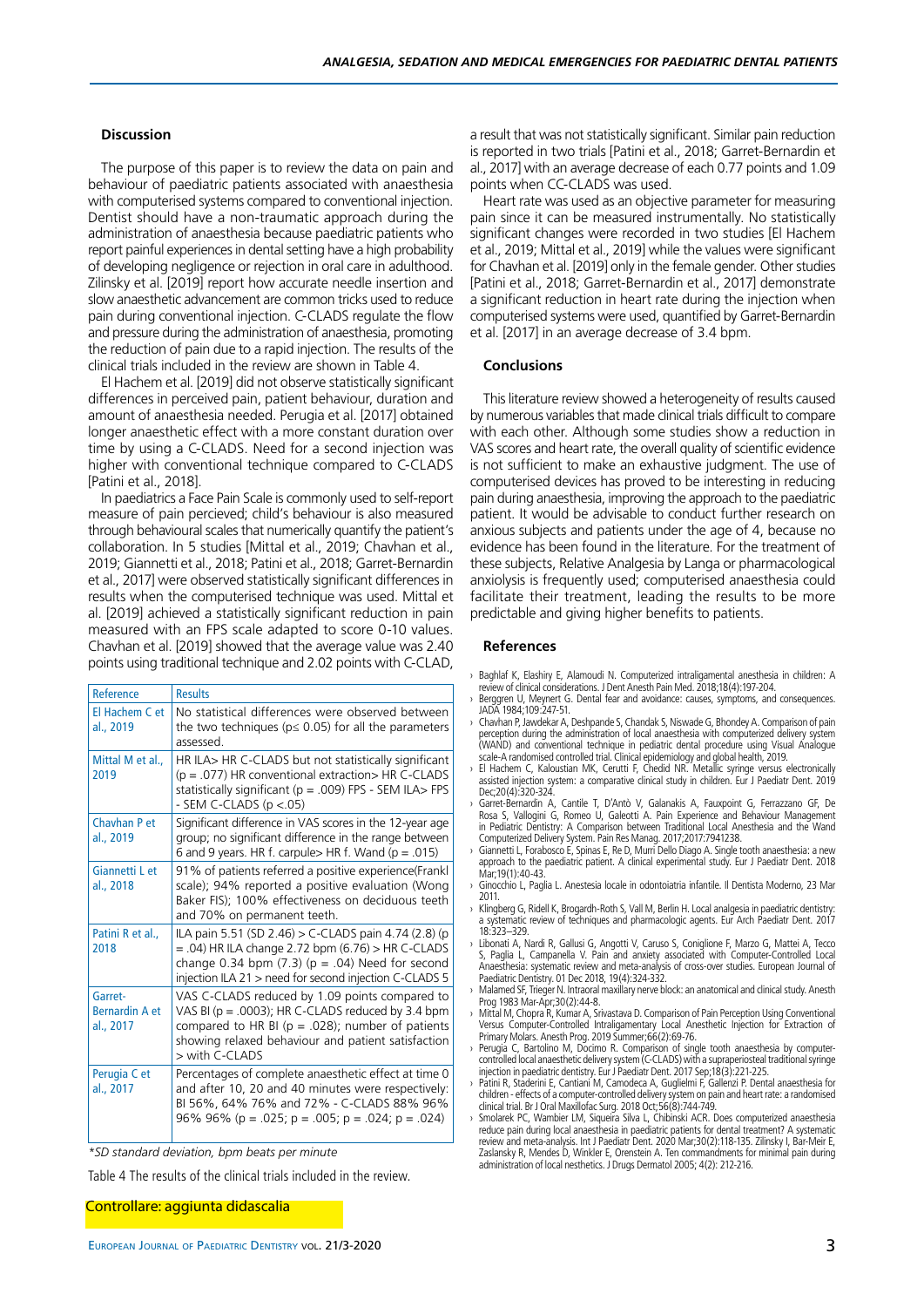## Discussion

The purpose of this paper is to review the data on pain and behaviour of paediatric patients associated with anaesthesia with computerised systems compared to conventional injection. Dentist should have a non-traumatic approach during the administration of anaesthesia because paediatric patients who report painful experiences in dental setting have a high probability of developing negligence or rejection in oral care in adulthood. Zilinsky et al. [2019] report how accurate needle insertion and slow anaesthetic advancement are common tricks used to reduce pain during conventional injection. C-CLADS regulate the flow and pressure during the administration of anaesthesia, promoting the reduction of pain due to a rapid injection. The results of the clinical trials included in the review are shown in Table 4.

El Hachem et al. [2019] did not observe statistically significant differences in perceived pain, patient behaviour, duration and amount of anaesthesia needed. Perugia et al. [2017] obtained longer anaesthetic effect with a more constant duration over time by using a C-CLADS. Need for a second injection was higher with conventional technique compared to C-CLADS [Patini et al., 2018].

In paediatrics a Face Pain Scale is commonly used to self-report measure of pain percieved; child's behaviour is also measured through behavioural scales that numerically quantify the patient's collaboration. In 5 studies [Mittal et al., 2019; Chavhan et al., 2019; Giannetti et al., 2018; Patini et al., 2018; Garret-Bernardin et al., 2017] were observed statistically significant differences in results when the computerised technique was used. Mittal et al. [2019] achieved a statistically significant reduction in pain measured with an FPS scale adapted to score 0-10 values. Chavhan et al. [2019] showed that the average value was 2.40 points using traditional technique and 2.02 points with C-CLAD, a result that was not statistically significant. Similar pain reduction is reported in two trials [Patini et al., 2018; Garret-Bernardin et al., 2017] with an average decrease of each 0.77 points and 1.09 points when CC-CLADS was used.

Heart rate was used as an objective parameter for measuring pain since it can be measured instrumentally. No statistically significant changes were recorded in two studies [El Hachem et al., 2019; Mittal et al., 2019] while the values were significant for Chavhan et al. [2019] only in the female gender. Other studies [Patini et al., 2018; Garret-Bernardin et al., 2017] demonstrate a significant reduction in heart rate during the injection when computerised systems were used, quantified by Garret-Bernardin et al. [2017] in an average decrease of 3.4 bpm.

| Reference | Results |
| --- | --- |
| El Hachem C et al., 2019 | No statistical differences were observed between the two techniques ($p \leq 0.05$) for all the parameters assessed. |
| Mittal M et al., 2019 | HR ILA> HR C-CLADS but not statistically significant ($p = .077$) HR conventional extraction> HR C-CLADS statistically significant ($p = .009$) FPS - SEM ILA> FPS - SEM C-CLADS ($p < .05$) |
| Chavhan P et al., 2019 | Significant difference in VAS scores in the 12-year age group; no significant difference in the range between 6 and 9 years. HR f. carpule> HR f. Wand ($p = .015$) |
| Giannetti L et al., 2018 | 91% of patients referred a positive experience(Frankl scale); 94% reported a positive evaluation (Wong Baker FIS); 100% effectiveness on deciduous teeth and 70% on permanent teeth. |
| Patini R et al., 2018 | ILA pain 5.51 (SD 2.46) > C-CLADS pain 4.74 (2.8) ($p = .04$) HR ILA change 2.72 bpm (6.76) > HR C-CLADS change 0.34 bpm (7.3) ($p = .04$) Need for second injection ILA 21 > need for second injection C-CLADS 5 |
| Garret-Bernardin A et al., 2017 | VAS C-CLADS reduced by 1.09 points compared to VAS BI ($p = .0003$); HR C-CLADS reduced by 3.4 bpm compared to HR BI ($p = .028$); number of patients showing relaxed behaviour and patient satisfaction > with C-CLADS |
| Perugia C et al., 2017 | Percentages of complete anaesthetic effect at time 0 and after 10, 20 and 40 minutes were respectively: BI 56%, 64% 76% and 72% - C-CLADS 88% 96% 96% 96% ($p = .025$; $p = .005$; $p = .024$; $p = .024$) |

*\*SD standard deviation, bpm beats per minute*

Table 4 The results of the clinical trials included in the review.

Controllare: aggiunta didascalia

## Conclusions

This literature review showed a heterogeneity of results caused by numerous variables that made clinical trials difficult to compare with each other. Although some studies show a reduction in VAS scores and heart rate, the overall quality of scientific evidence is not sufficient to make an exhaustive judgment. The use of computerised devices has proved to be interesting in reducing pain during anaesthesia, improving the approach to the paediatric patient. It would be advisable to conduct further research on anxious subjects and patients under the age of 4, because no evidence has been found in the literature. For the treatment of these subjects, Relative Analgesia by Langa or pharmacological anxiolysis is frequently used; computerised anaesthesia could facilitate their treatment, leading the results to be more predictable and giving higher benefits to patients.

## References

- Baghlaf K, Elashiry E, Alamoudi N. Computerized intraligamental anesthesia in children: A review of clinical considerations. J Dent Anesth Pain Med. 2018;18(4):197-204.
- Berggren U, Meynert G. Dental fear and avoidance: causes, symptoms, and consequences. JADA 1984;109:247-51.
- Chavhan P, Jawdekar A, Deshpande S, Chandak S, Niswade G, Bhondey A. Comparison of pain perception during the administration of local anaesthesia with computerized delivery system (WAND) and conventional technique in pediatric dental procedure using Visual Analogue scale-A randomised controlled trial. Clinical epidemiology and global health, 2019.
- El Hachem C, Kaloustian MK, Cerutti F, Chedid NR. Metallic syringe versus electronically assisted injection system: a comparative clinical study in children. Eur J Paediatr Dent. 2019 Dec;20(4):320-324.
- Garret-Bernardin A, Cantile T, D'Antò V, Galanakis A, Fauxpoint G, Ferrazzano GF, De Rosa S, Vallogini G, Romeo U, Galeotti A. Pain Experience and Behaviour Management in Pediatric Dentistry: A Comparison between Traditional Local Anesthesia and the Wand Computerized Delivery System. Pain Res Manag. 2017;2017:7941238.
- Giannetti L, Forabosco E, Spinas E, Re D, Murri Dello Diago A. Single tooth anaesthesia: a new approach to the paediatric patient. A clinical experimental study. Eur J Paediatr Dent. 2018 Mar;19(1):40-43.
- Ginocchio L, Paglia L. Anestesia locale in odontoiatria infantile. Il Dentista Moderno, 23 Mar 2011.
- Klingberg G, Ridell K, Brogardh-Roth S, Vall M, Berlin H. Local analgesia in paediatric dentistry: a systematic review of techniques and pharmacologic agents. Eur Arch Paediatr Dent. 2017 18:323–329.
- Libonati A, Nardi R, Gallusi G, Angotti V, Caruso S, Coniglione F, Marzo G, Mattei A, Tecco S, Paglia L, Campanella V. Pain and anxiety associated with Computer-Controlled Local Anaesthesia: systematic review and meta-analysis of cross-over studies. European Journal of Paediatric Dentistry. 01 Dec 2018, 19(4):324-332.
- Malamed SF, Trieger N. Intraoral maxillary nerve block: an anatomical and clinical study. Anesth Prog 1983 Mar-Apr;30(2):44-8.
- Mittal M, Chopra R, Kumar A, Srivastava D. Comparison of Pain Perception Using Conventional Versus Computer-Controlled Intraligamentary Local Anesthetic Injection for Extraction of Primary Molars. Anesth Prog. 2019 Summer;66(2):69-76.
- Perugia C, Bartolino M, Docimo R. Comparison of single tooth anaesthesia by computer-controlled local anaesthetic delivery system (C-CLADS) with a supraperiosteal traditional syringe injection in paediatric dentistry. Eur J Paediatr Dent. 2017 Sep;18(3):221-225.
- Patini R, Staderini E, Cantiani M, Camodeca A, Guglielmi F, Gallenzi P. Dental anaesthesia for children - effects of a computer-controlled delivery system on pain and heart rate: a randomised clinical trial. Br J Oral Maxillofac Surg. 2018 Oct;56(8):744-749.
- Smolarek PC, Wambier LM, Siqueira Silva L, Chibinski ACR. Does computerized anaesthesia reduce pain during local anaesthesia in paediatric patients for dental treatment? A systematic review and meta-analysis. Int J Paediatr Dent. 2020 Mar;30(2):118-135. Zilinsky I, Bar-Meir E, Zaslansky R, Mendes D, Winkler E, Orenstein A. Ten commandments for minimal pain during administration of local nesthetics. J Drugs Dermatol 2005; 4(2): 212-216.